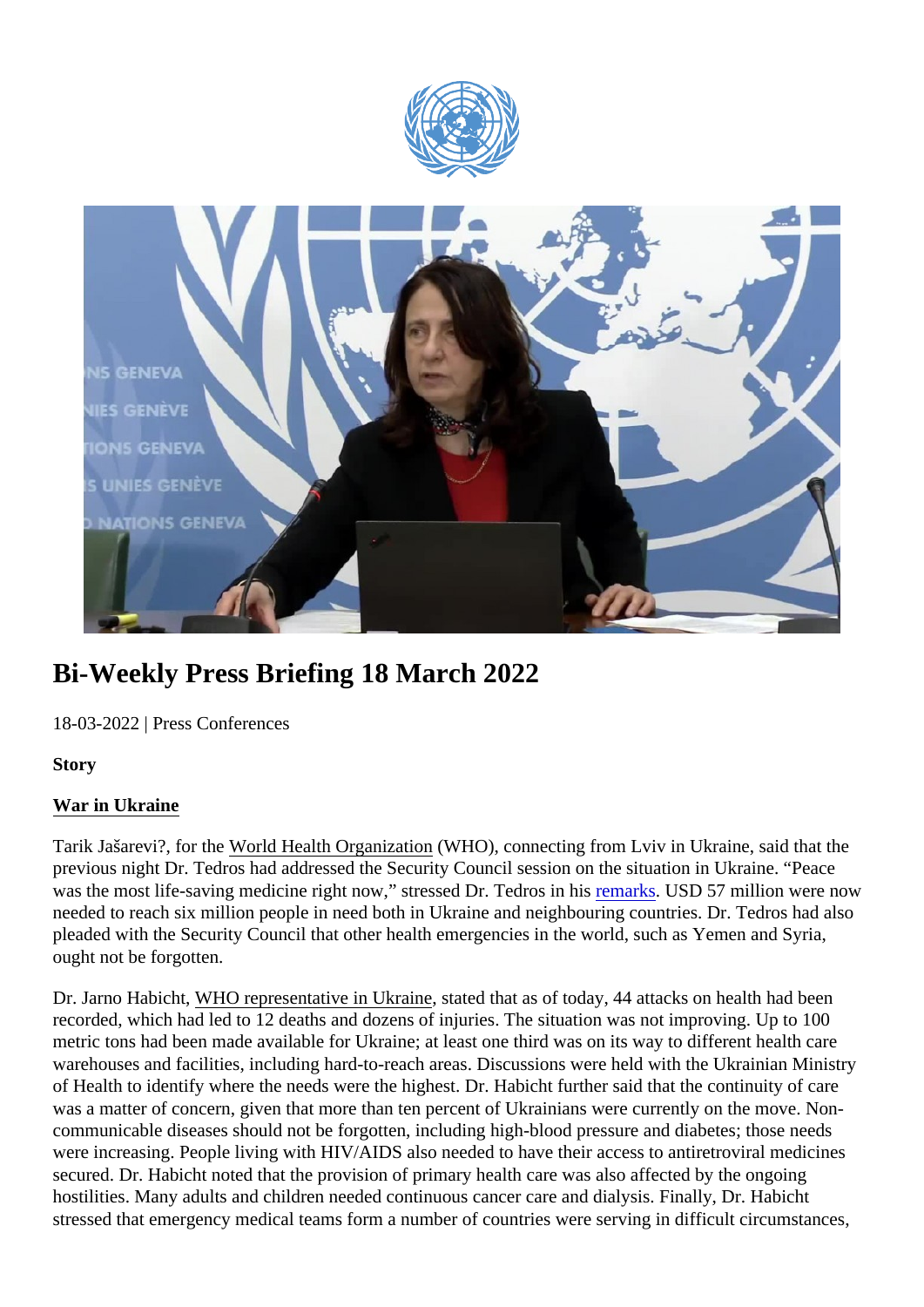# Bi-Weekly Press Briefing 18 March 2022

18-03-2022 | Press Conferences

**Story**

**War in Ukraine**

Tarik Jašarevi?, for the World Health Organization (WHO), connecting from Lviv in Ukraine, said that the previous night Dr. Tedros had addressed the Security Council session on the situation in Ukraine. "Peace was the most life-saving medicine right now," stressed Dr. Tedros in his remarks. USD 57 million were now needed to reach six million people in need both in Ukraine and neighbouring countries. Dr. Tedros had also pleaded with the Security Council that other health emergencies in the world, such as Yemen and Syria, ought not be forgotten.

Dr. Jarno Habicht, WHO representative in Ukraine, stated that as of today, 44 attacks on health had been recorded, which had led to 12 deaths and dozens of injuries. The situation was not improving. Up to 100 metric tons had been made available for Ukraine; at least one third was on its way to different health care warehouses and facilities, including hard-to-reach areas. Discussions were held with the Ukrainian Ministry of Health to identify where the needs were the highest. Dr. Habicht further said that the continuity of care was a matter of concern, given that more than ten percent of Ukrainians were currently on the move. Non-communicable diseases should not be forgotten, including high-blood pressure and diabetes; those needs were increasing. People living with HIV/AIDS also needed to have their access to antiretroviral medicines secured. Dr. Habicht noted that the provision of primary health care was also affected by the ongoing hostilities. Many adults and children needed continuous cancer care and dialysis. Finally, Dr. Habicht stressed that emergency medical teams form a number of countries were serving in difficult circumstances,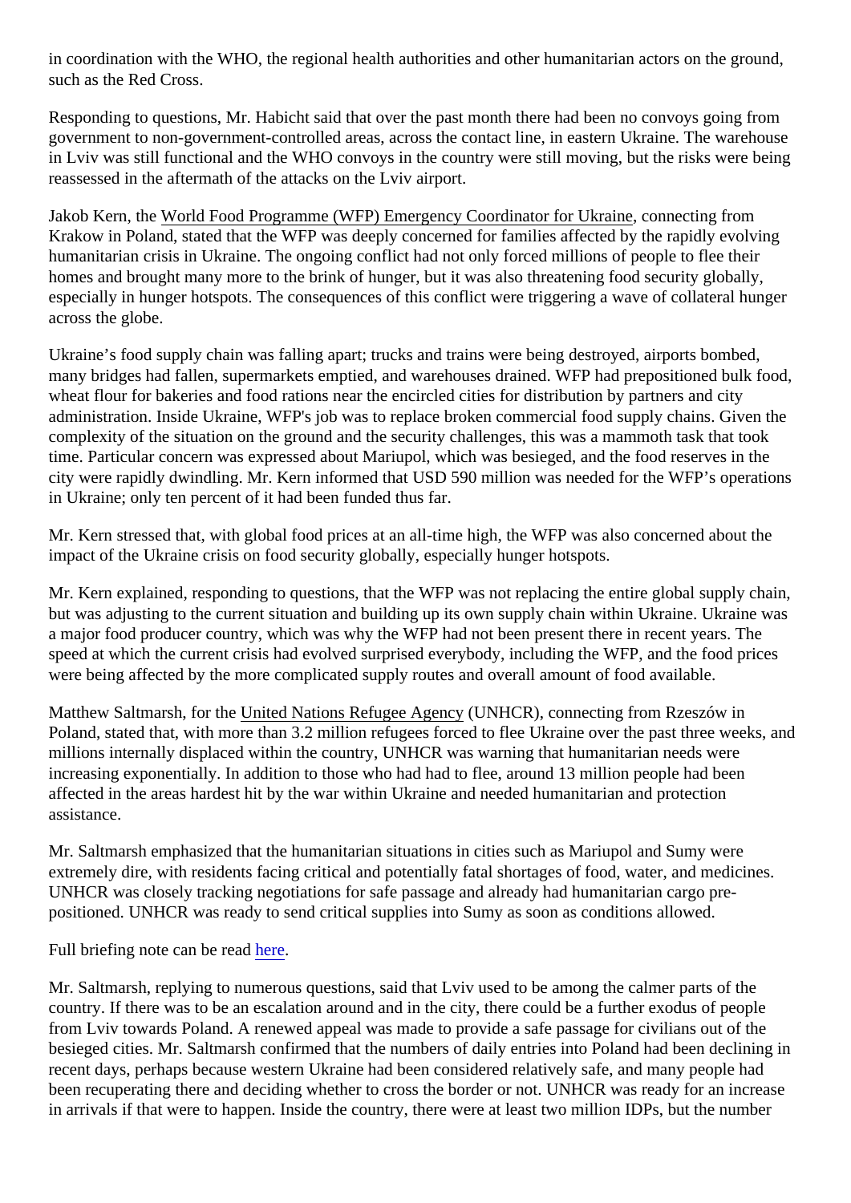in coordination with the WHO, the regional health authorities and other humanitarian actors on the ground, such as the Red Cross.

Responding to questions, Mr. Habicht said that over the past month there had been no convoys going from government to non-government-controlled areas, across the contact line, in eastern Ukraine. The warehouse in Lviv was still functional and the WHO convoys in the country were still moving, but the risks were being reassessed in the aftermath of the attacks on the Lviv airport.

Jakob Kern, the World Food Programme (WFP) Emergency Coordinator for Ukraine, connecting from Krakow in Poland, stated that the WFP was deeply concerned for families affected by the rapidly evolving humanitarian crisis in Ukraine. The ongoing conflict had not only forced millions of people to flee their homes and brought many more to the brink of hunger, but it was also threatening food security globally, especially in hunger hotspots. The consequences of this conflict were triggering a wave of collateral hunger across the globe.

Ukraine's food supply chain was falling apart; trucks and trains were being destroyed, airports bombed, many bridges had fallen, supermarkets emptied, and warehouses drained. WFP had prepositioned bulk food, wheat flour for bakeries and food rations near the encircled cities for distribution by partners and city administration. Inside Ukraine, WFP's job was to replace broken commercial food supply chains. Given the complexity of the situation on the ground and the security challenges, this was a mammoth task that took time. Particular concern was expressed about Mariupol, which was besieged, and the food reserves in the city were rapidly dwindling. Mr. Kern informed that USD 590 million was needed for the WFP's operations in Ukraine; only ten percent of it had been funded thus far.

Mr. Kern stressed that, with global food prices at an all-time high, the WFP was also concerned about the impact of the Ukraine crisis on food security globally, especially hunger hotspots.

Mr. Kern explained, responding to questions, that the WFP was not replacing the entire global supply chain, but was adjusting to the current situation and building up its own supply chain within Ukraine. Ukraine was a major food producer country, which was why the WFP had not been present there in recent years. The speed at which the current crisis had evolved surprised everybody, including the WFP, and the food prices were being affected by the more complicated supply routes and overall amount of food available.

Matthew Saltmarsh, for the United Nations Refugee Agency (UNHCR), connecting from Rzeszów in Poland, stated that, with more than 3.2 million refugees forced to flee Ukraine over the past three weeks, and millions internally displaced within the country, UNHCR was warning that humanitarian needs were increasing exponentially. In addition to those who had had to flee, around 13 million people had been affected in the areas hardest hit by the war within Ukraine and needed humanitarian and protection assistance.

Mr. Saltmarsh emphasized that the humanitarian situations in cities such as Mariupol and Sumy were extremely dire, with residents facing critical and potentially fatal shortages of food, water, and medicines. UNHCR was closely tracking negotiations for safe passage and already had humanitarian cargo pre-positioned. UNHCR was ready to send critical supplies into Sumy as soon as conditions allowed.

Full briefing note can be read here.

Mr. Saltmarsh, replying to numerous questions, said that Lviv used to be among the calmer parts of the country. If there was to be an escalation around and in the city, there could be a further exodus of people from Lviv towards Poland. A renewed appeal was made to provide a safe passage for civilians out of the besieged cities. Mr. Saltmarsh confirmed that the numbers of daily entries into Poland had been declining in recent days, perhaps because western Ukraine had been considered relatively safe, and many people had been recuperating there and deciding whether to cross the border or not. UNHCR was ready for an increase in arrivals if that were to happen. Inside the country, there were at least two million IDPs, but the number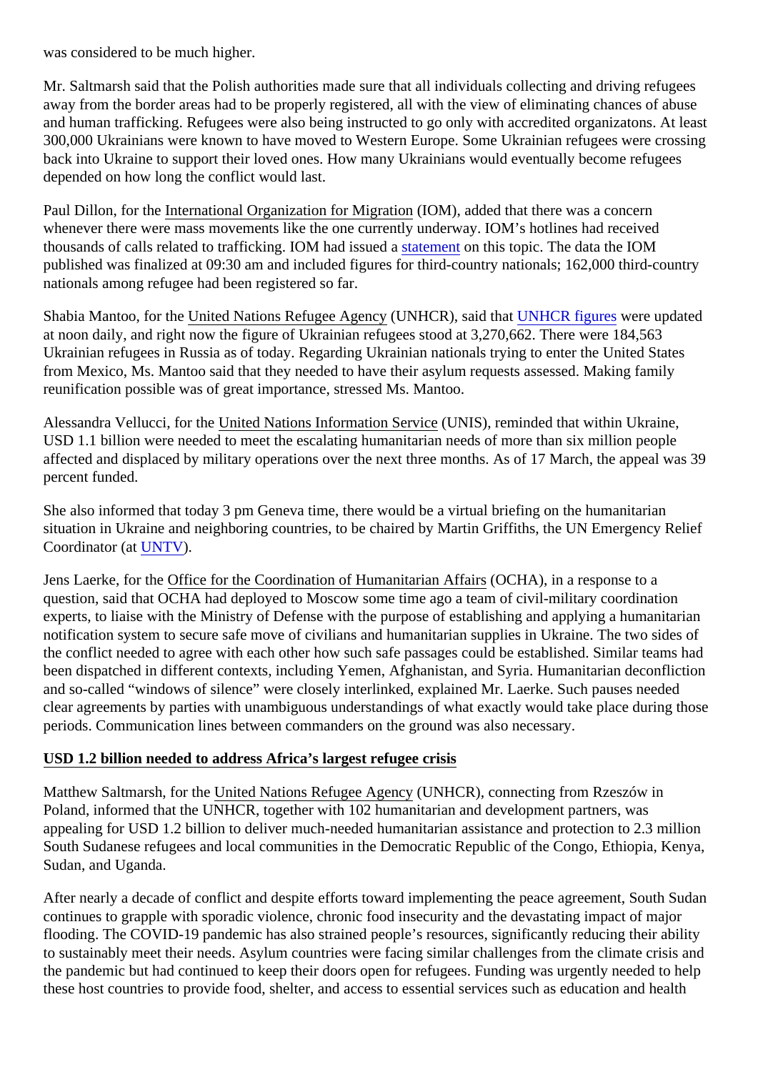was considered to be much higher.

Mr. Saltmarsh said that the Polish authorities made sure that all individuals collecting and driving refugees away from the border areas had to be properly registered, all with the view of eliminating chances of abuse and human trafficking. Refugees were also being instructed to go only with accredited organizatons. At least 300,000 Ukrainians were known to have moved to Western Europe. Some Ukrainian refugees were crossing back into Ukraine to support their loved ones. How many Ukrainians would eventually become refugees depended on how long the conflict would last.

Paul Dillon, for the International Organization for Migration (IOM), added that there was a concern whenever there were mass movements like the one currently underway. IOM's hotlines had received thousands of calls related to trafficking. IOM had issued a statement on this topic. The data the IOM published was finalized at 09:30 am and included figures for third-country nationals; 162,000 third-country nationals among refugee had been registered so far.

Shabia Mantoo, for the United Nations Refugee Agency (UNHCR), said that UNHCR figures were updated at noon daily, and right now the figure of Ukrainian refugees stood at 3,270,662. There were 184,563 Ukrainian refugees in Russia as of today. Regarding Ukrainian nationals trying to enter the United States from Mexico, Ms. Mantoo said that they needed to have their asylum requests assessed. Making family reunification possible was of great importance, stressed Ms. Mantoo.

Alessandra Vellucci, for the United Nations Information Service (UNIS), reminded that within Ukraine, USD 1.1 billion were needed to meet the escalating humanitarian needs of more than six million people affected and displaced by military operations over the next three months. As of 17 March, the appeal was 39 percent funded.

She also informed that today 3 pm Geneva time, there would be a virtual briefing on the humanitarian situation in Ukraine and neighboring countries, to be chaired by Martin Griffiths, the UN Emergency Relief Coordinator (at UNTV).

Jens Laerke, for the Office for the Coordination of Humanitarian Affairs (OCHA), in a response to a question, said that OCHA had deployed to Moscow some time ago a team of civil-military coordination experts, to liaise with the Ministry of Defense with the purpose of establishing and applying a humanitarian notification system to secure safe move of civilians and humanitarian supplies in Ukraine. The two sides of the conflict needed to agree with each other how such safe passages could be established. Similar teams had been dispatched in different contexts, including Yemen, Afghanistan, and Syria. Humanitarian deconfliction and so-called "windows of silence" were closely interlinked, explained Mr. Laerke. Such pauses needed clear agreements by parties with unambiguous understandings of what exactly would take place during those periods. Communication lines between commanders on the ground was also necessary.

## USD 1.2 billion needed to address Africa's largest refugee crisis

Matthew Saltmarsh, for the United Nations Refugee Agency (UNHCR), connecting from Rzeszów in Poland, informed that the UNHCR, together with 102 humanitarian and development partners, was appealing for USD 1.2 billion to deliver much-needed humanitarian assistance and protection to 2.3 million South Sudanese refugees and local communities in the Democratic Republic of the Congo, Ethiopia, Kenya, Sudan, and Uganda.

After nearly a decade of conflict and despite efforts toward implementing the peace agreement, South Sudan continues to grapple with sporadic violence, chronic food insecurity and the devastating impact of major flooding. The COVID-19 pandemic has also strained people's resources, significantly reducing their ability to sustainably meet their needs. Asylum countries were facing similar challenges from the climate crisis and the pandemic but had continued to keep their doors open for refugees. Funding was urgently needed to help these host countries to provide food, shelter, and access to essential services such as education and health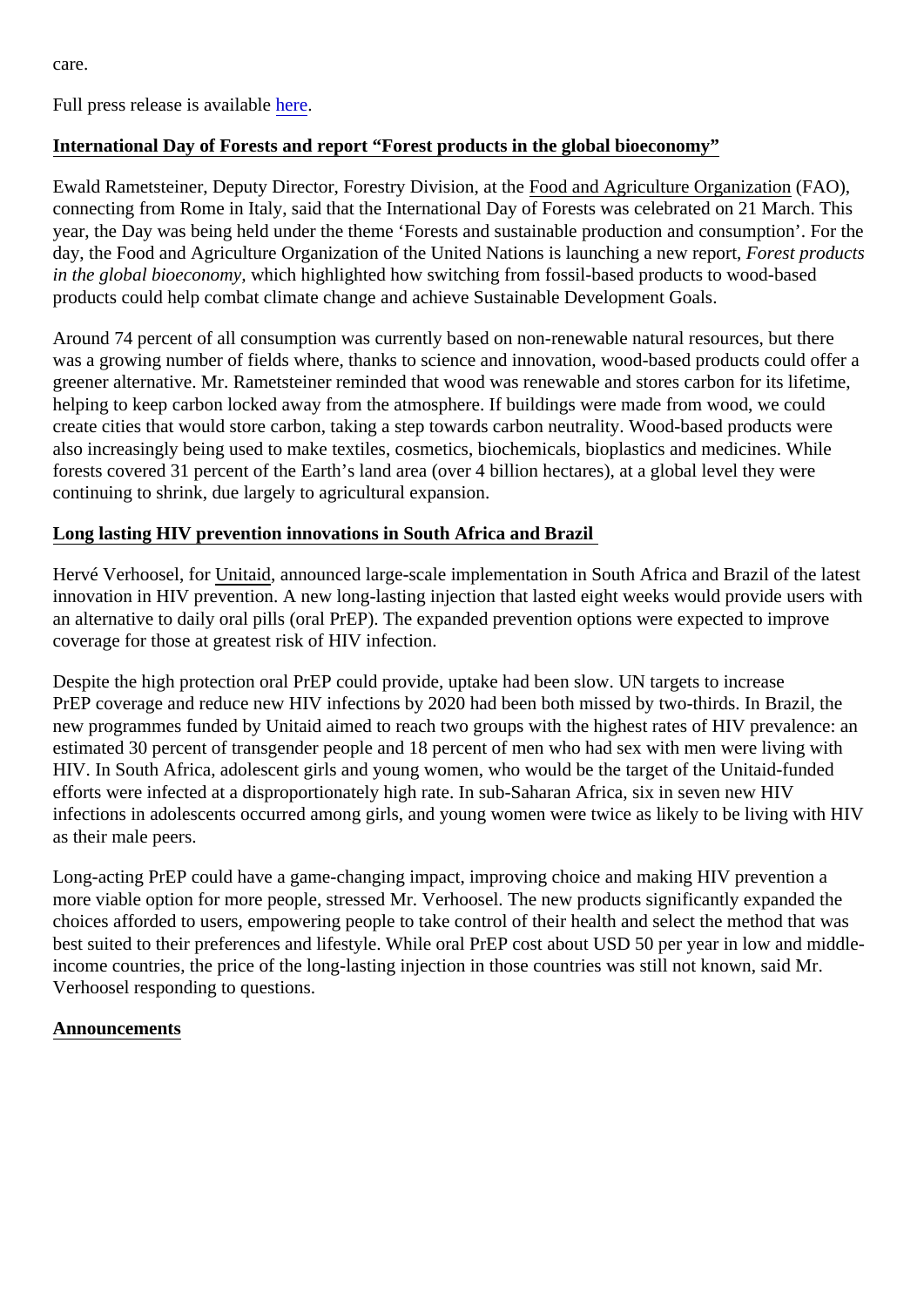care.

Full press release is available here.

## International Day of Forests and report "Forest products in the global bioeconomy"

Ewald Rametsteiner, Deputy Director, Forestry Division, at the Food and Agriculture Organization (FAO), connecting from Rome in Italy, said that the International Day of Forests was celebrated on 21 March. This year, the Day was being held under the theme 'Forests and sustainable production and consumption'. For the day, the Food and Agriculture Organization of the United Nations is launching a new report, *Forest products in the global bioeconomy*, which highlighted how switching from fossil-based products to wood-based products could help combat climate change and achieve Sustainable Development Goals.

Around 74 percent of all consumption was currently based on non-renewable natural resources, but there was a growing number of fields where, thanks to science and innovation, wood-based products could offer a greener alternative. Mr. Rametsteiner reminded that wood was renewable and stores carbon for its lifetime, helping to keep carbon locked away from the atmosphere. If buildings were made from wood, we could create cities that would store carbon, taking a step towards carbon neutrality. Wood-based products were also increasingly being used to make textiles, cosmetics, biochemicals, bioplastics and medicines. While forests covered 31 percent of the Earth's land area (over 4 billion hectares), at a global level they were continuing to shrink, due largely to agricultural expansion.

## Long lasting HIV prevention innovations in South Africa and Brazil

Hervé Verhoosel, for Unitaid, announced large-scale implementation in South Africa and Brazil of the latest innovation in HIV prevention. A new long-lasting injection that lasted eight weeks would provide users with an alternative to daily oral pills (oral PrEP). The expanded prevention options were expected to improve coverage for those at greatest risk of HIV infection.

Despite the high protection oral PrEP could provide, uptake had been slow. UN targets to increase PrEP coverage and reduce new HIV infections by 2020 had been both missed by two-thirds. In Brazil, the new programmes funded by Unitaid aimed to reach two groups with the highest rates of HIV prevalence: an estimated 30 percent of transgender people and 18 percent of men who had sex with men were living with HIV. In South Africa, adolescent girls and young women, who would be the target of the Unitaid-funded efforts were infected at a disproportionately high rate. In sub-Saharan Africa, six in seven new HIV infections in adolescents occurred among girls, and young women were twice as likely to be living with HIV as their male peers.

Long-acting PrEP could have a game-changing impact, improving choice and making HIV prevention a more viable option for more people, stressed Mr. Verhoosel. The new products significantly expanded the choices afforded to users, empowering people to take control of their health and select the method that was best suited to their preferences and lifestyle. While oral PrEP cost about USD 50 per year in low and middle-income countries, the price of the long-lasting injection in those countries was still not known, said Mr. Verhoosel responding to questions.

## Announcements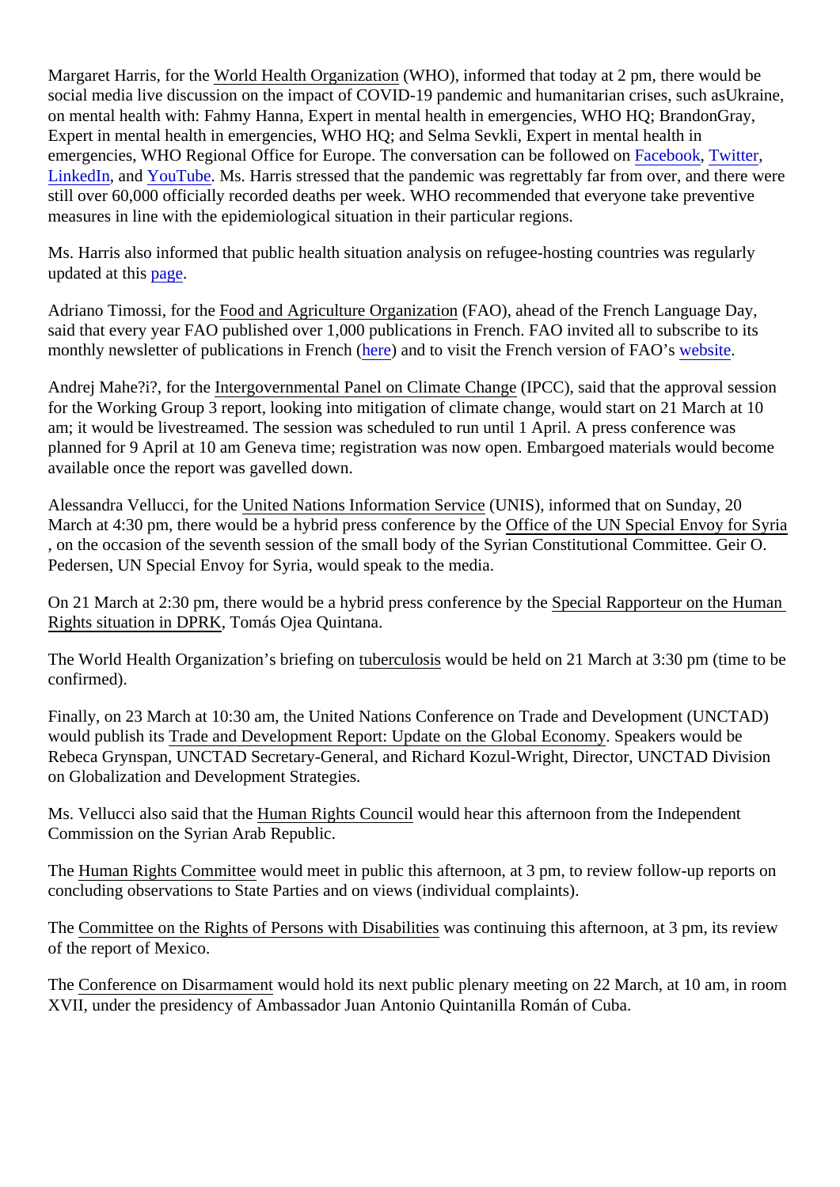Margaret Harris, for the World Health Organization (WHO), informed that today at 2 pm, there would be social media live discussion on the impact of COVID-19 pandemic and humanitarian crises, such asUkraine, on mental health with: Fahmy Hanna, Expert in mental health in emergencies, WHO HQ; BrandonGray, Expert in mental health in emergencies, WHO HQ; and Selma Sevkli, Expert in mental health in emergencies, WHO Regional Office for Europe. The conversation can be followed on Facebook, Twitter, LinkedIn, and YouTube. Ms. Harris stressed that the pandemic was regrettably far from over, and there were still over 60,000 officially recorded deaths per week. WHO recommended that everyone take preventive measures in line with the epidemiological situation in their particular regions.

Ms. Harris also informed that public health situation analysis on refugee-hosting countries was regularly updated at this page.

Adriano Timossi, for the Food and Agriculture Organization (FAO), ahead of the French Language Day, said that every year FAO published over 1,000 publications in French. FAO invited all to subscribe to its monthly newsletter of publications in French (here) and to visit the French version of FAO's website.

Andrej Mahe?i?, for the Intergovernmental Panel on Climate Change (IPCC), said that the approval session for the Working Group 3 report, looking into mitigation of climate change, would start on 21 March at 10 am; it would be livestreamed. The session was scheduled to run until 1 April. A press conference was planned for 9 April at 10 am Geneva time; registration was now open. Embargoed materials would become available once the report was gavelled down.

Alessandra Vellucci, for the United Nations Information Service (UNIS), informed that on Sunday, 20 March at 4:30 pm, there would be a hybrid press conference by the Office of the UN Special Envoy for Syria, on the occasion of the seventh session of the small body of the Syrian Constitutional Committee. Geir O. Pedersen, UN Special Envoy for Syria, would speak to the media.

On 21 March at 2:30 pm, there would be a hybrid press conference by the Special Rapporteur on the Human Rights situation in DPRK, Tomás Ojea Quintana.

The World Health Organization's briefing on tuberculosis would be held on 21 March at 3:30 pm (time to be confirmed).

Finally, on 23 March at 10:30 am, the United Nations Conference on Trade and Development (UNCTAD) would publish its Trade and Development Report: Update on the Global Economy. Speakers would be Rebeca Grynspan, UNCTAD Secretary-General, and Richard Kozul-Wright, Director, UNCTAD Division on Globalization and Development Strategies.

Ms. Vellucci also said that the Human Rights Council would hear this afternoon from the Independent Commission on the Syrian Arab Republic.

The Human Rights Committee would meet in public this afternoon, at 3 pm, to review follow-up reports on concluding observations to State Parties and on views (individual complaints).

The Committee on the Rights of Persons with Disabilities was continuing this afternoon, at 3 pm, its review of the report of Mexico.

The Conference on Disarmament would hold its next public plenary meeting on 22 March, at 10 am, in room XVII, under the presidency of Ambassador Juan Antonio Quintanilla Román of Cuba.